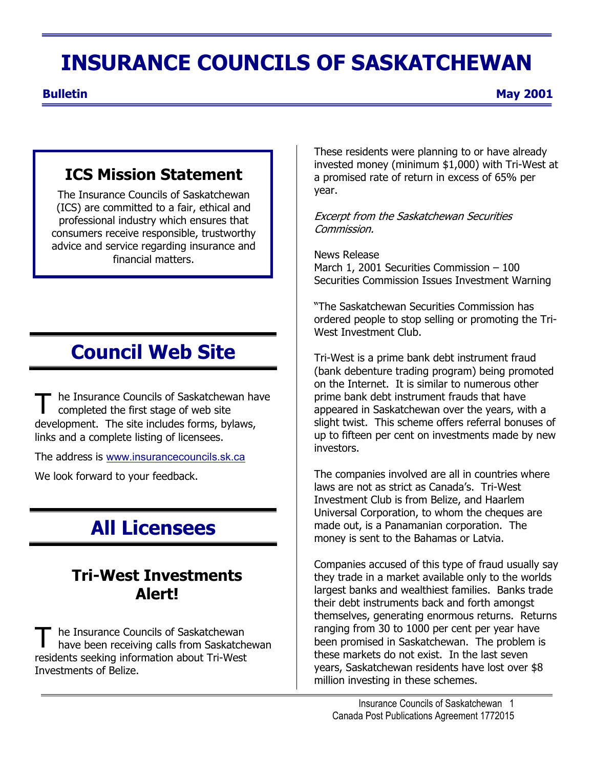# INSURANCE COUNCILS OF SASKATCHEWAN

**Bulletin** **May 2001**

## ICS Mission Statement

The Insurance Councils of Saskatchewan (ICS) are committed to a fair, ethical and professional industry which ensures that consumers receive responsible, trustworthy advice and service regarding insurance and financial matters.

# Council Web Site

The Insurance Councils of Saskatchewan have completed the first stage of web site development. The site includes forms, bylaws, links and a complete listing of licensees.

The address is www.insurancecouncils.sk.ca

We look forward to your feedback.

# All Licensees

## Tri-West Investments Alert!

The Insurance Councils of Saskatchewan have been receiving calls from Saskatchewan residents seeking information about Tri-West Investments of Belize.

These residents were planning to or have already invested money (minimum $1,000) with Tri-West at a promised rate of return in excess of 65% per year.

*Excerpt from the Saskatchewan Securities Commission.*

News Release
March 1, 2001 Securities Commission – 100
Securities Commission Issues Investment Warning

"The Saskatchewan Securities Commission has ordered people to stop selling or promoting the Tri-West Investment Club.

Tri-West is a prime bank debt instrument fraud (bank debenture trading program) being promoted on the Internet. It is similar to numerous other prime bank debt instrument frauds that have appeared in Saskatchewan over the years, with a slight twist. This scheme offers referral bonuses of up to fifteen per cent on investments made by new investors.

The companies involved are all in countries where laws are not as strict as Canada's. Tri-West Investment Club is from Belize, and Haarlem Universal Corporation, to whom the cheques are made out, is a Panamanian corporation. The money is sent to the Bahamas or Latvia.

Companies accused of this type of fraud usually say they trade in a market available only to the worlds largest banks and wealthiest families. Banks trade their debt instruments back and forth amongst themselves, generating enormous returns. Returns ranging from 30 to 1000 per cent per year have been promised in Saskatchewan. The problem is these markets do not exist. In the last seven years, Saskatchewan residents have lost over $8 million investing in these schemes.

Canada Post Publications Agreement 1772015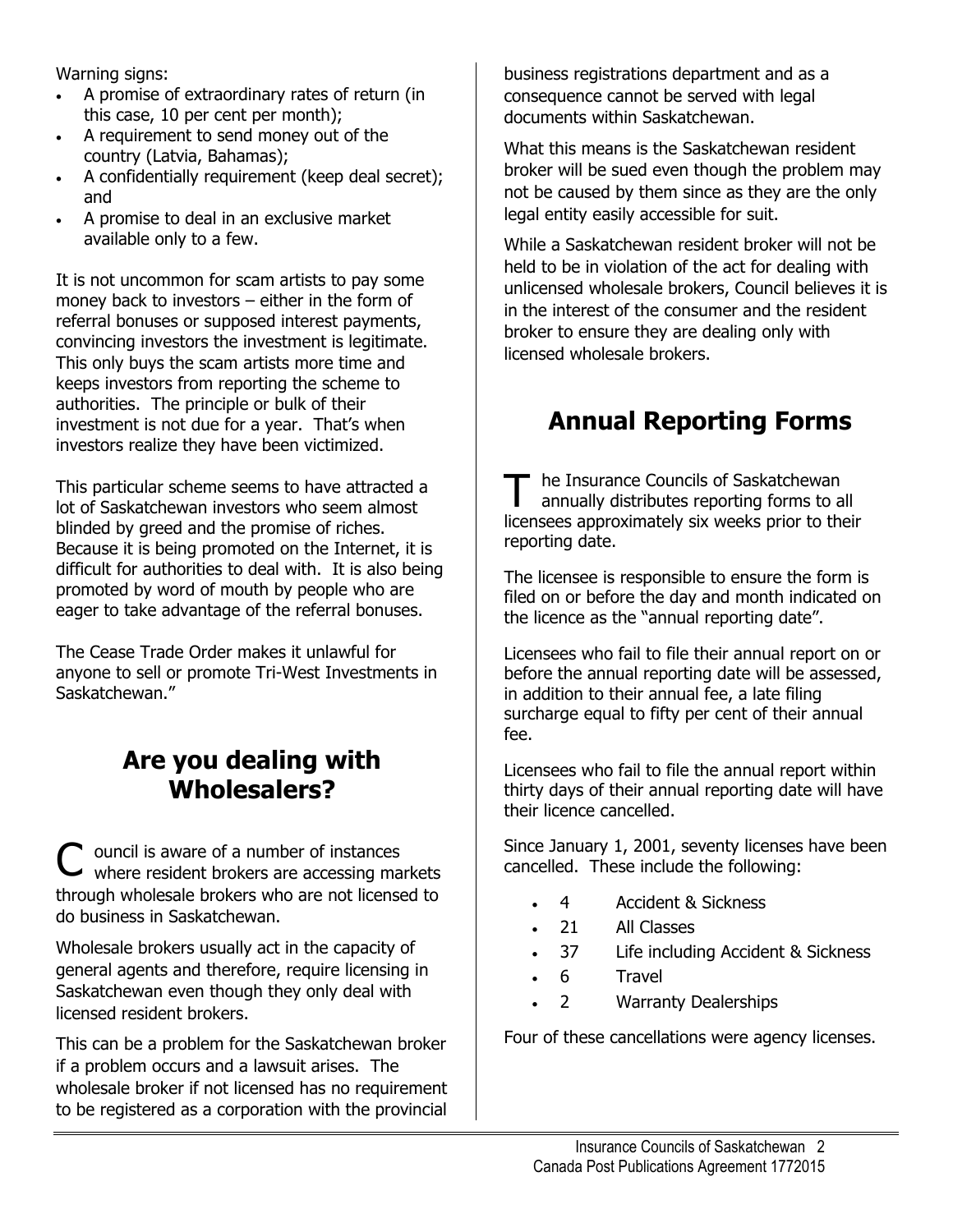Warning signs:

- A promise of extraordinary rates of return (in this case, 10 per cent per month);
- A requirement to send money out of the country (Latvia, Bahamas);
- A confidentially requirement (keep deal secret); and
- A promise to deal in an exclusive market available only to a few.

It is not uncommon for scam artists to pay some money back to investors – either in the form of referral bonuses or supposed interest payments, convincing investors the investment is legitimate. This only buys the scam artists more time and keeps investors from reporting the scheme to authorities. The principle or bulk of their investment is not due for a year. That's when investors realize they have been victimized.

This particular scheme seems to have attracted a lot of Saskatchewan investors who seem almost blinded by greed and the promise of riches. Because it is being promoted on the Internet, it is difficult for authorities to deal with. It is also being promoted by word of mouth by people who are eager to take advantage of the referral bonuses.

The Cease Trade Order makes it unlawful for anyone to sell or promote Tri-West Investments in Saskatchewan."

## Are you dealing with Wholesalers?

Council is aware of a number of instances where resident brokers are accessing markets through wholesale brokers who are not licensed to do business in Saskatchewan.

Wholesale brokers usually act in the capacity of general agents and therefore, require licensing in Saskatchewan even though they only deal with licensed resident brokers.

This can be a problem for the Saskatchewan broker if a problem occurs and a lawsuit arises. The wholesale broker if not licensed has no requirement to be registered as a corporation with the provincial business registrations department and as a consequence cannot be served with legal documents within Saskatchewan.

What this means is the Saskatchewan resident broker will be sued even though the problem may not be caused by them since as they are the only legal entity easily accessible for suit.

While a Saskatchewan resident broker will not be held to be in violation of the act for dealing with unlicensed wholesale brokers, Council believes it is in the interest of the consumer and the resident broker to ensure they are dealing only with licensed wholesale brokers.

## Annual Reporting Forms

The Insurance Councils of Saskatchewan annually distributes reporting forms to all licensees approximately six weeks prior to their reporting date.

The licensee is responsible to ensure the form is filed on or before the day and month indicated on the licence as the "annual reporting date".

Licensees who fail to file their annual report on or before the annual reporting date will be assessed, in addition to their annual fee, a late filing surcharge equal to fifty per cent of their annual fee.

Licensees who fail to file the annual report within thirty days of their annual reporting date will have their licence cancelled.

Since January 1, 2001, seventy licenses have been cancelled. These include the following:

- 4 Accident & Sickness
- 21 All Classes
- 37 Life including Accident & Sickness
- 6 Travel
- 2 Warranty Dealerships

Four of these cancellations were agency licenses.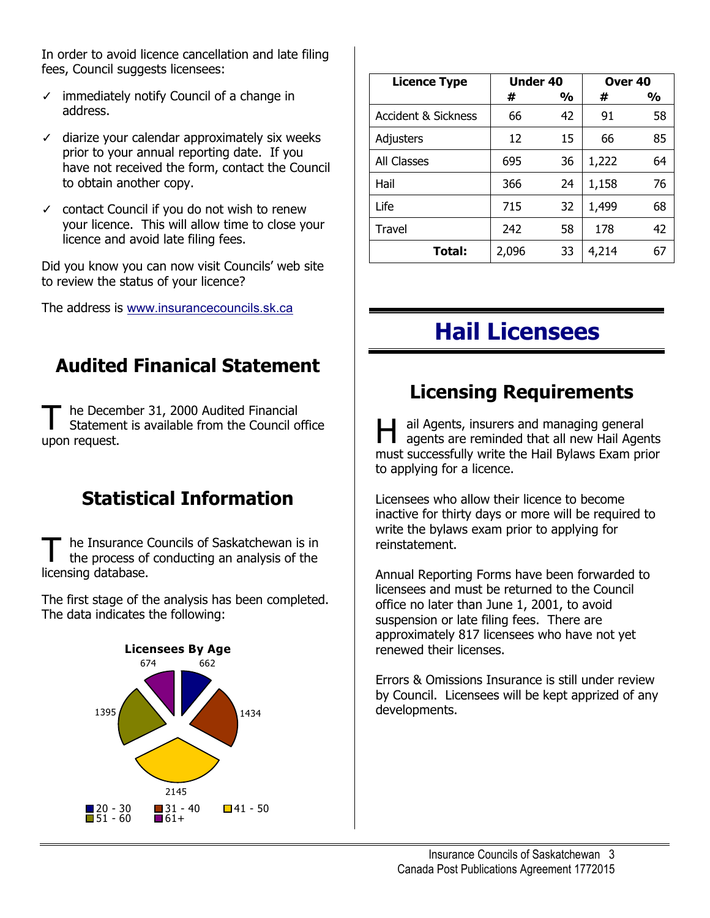In order to avoid licence cancellation and late filing fees, Council suggests licensees:

- ✓ immediately notify Council of a change in address.
- ✓ diarize your calendar approximately six weeks prior to your annual reporting date. If you have not received the form, contact the Council to obtain another copy.
- ✓ contact Council if you do not wish to renew your licence. This will allow time to close your licence and avoid late filing fees.

Did you know you can now visit Councils' web site to review the status of your licence?

The address is www.insurancecouncils.sk.ca

## Audited Finanical Statement

The December 31, 2000 Audited Financial Statement is available from the Council office upon request.

## Statistical Information

The Insurance Councils of Saskatchewan is in the process of conducting an analysis of the licensing database.

The first stage of the analysis has been completed. The data indicates the following:

**Licensees By Age**

| Age | Licensees |
|---|---|
| 20 - 30 | 662 |
| 31 - 40 | 1434 |
| 41 - 50 | 2145 |
| 51 - 60 | 1395 |
| 61+ | 674 |

| Licence Type | Under 40 | | Over 40 | |
|---|---|---|---|---|
| | # | % | # | % |
| Accident & Sickness | 66 | 42 | 91 | 58 |
| Adjusters | 12 | 15 | 66 | 85 |
| All Classes | 695 | 36 | 1,222 | 64 |
| Hail | 366 | 24 | 1,158 | 76 |
| Life | 715 | 32 | 1,499 | 68 |
| Travel | 242 | 58 | 178 | 42 |
| **Total:** | 2,096 | 33 | 4,214 | 67 |

# Hail Licensees

## Licensing Requirements

Hail Agents, insurers and managing general agents are reminded that all new Hail Agents must successfully write the Hail Bylaws Exam prior to applying for a licence.

Licensees who allow their licence to become inactive for thirty days or more will be required to write the bylaws exam prior to applying for reinstatement.

Annual Reporting Forms have been forwarded to licensees and must be returned to the Council office no later than June 1, 2001, to avoid suspension or late filing fees. There are approximately 817 licensees who have not yet renewed their licenses.

Errors & Omissions Insurance is still under review by Council. Licensees will be kept apprized of any developments.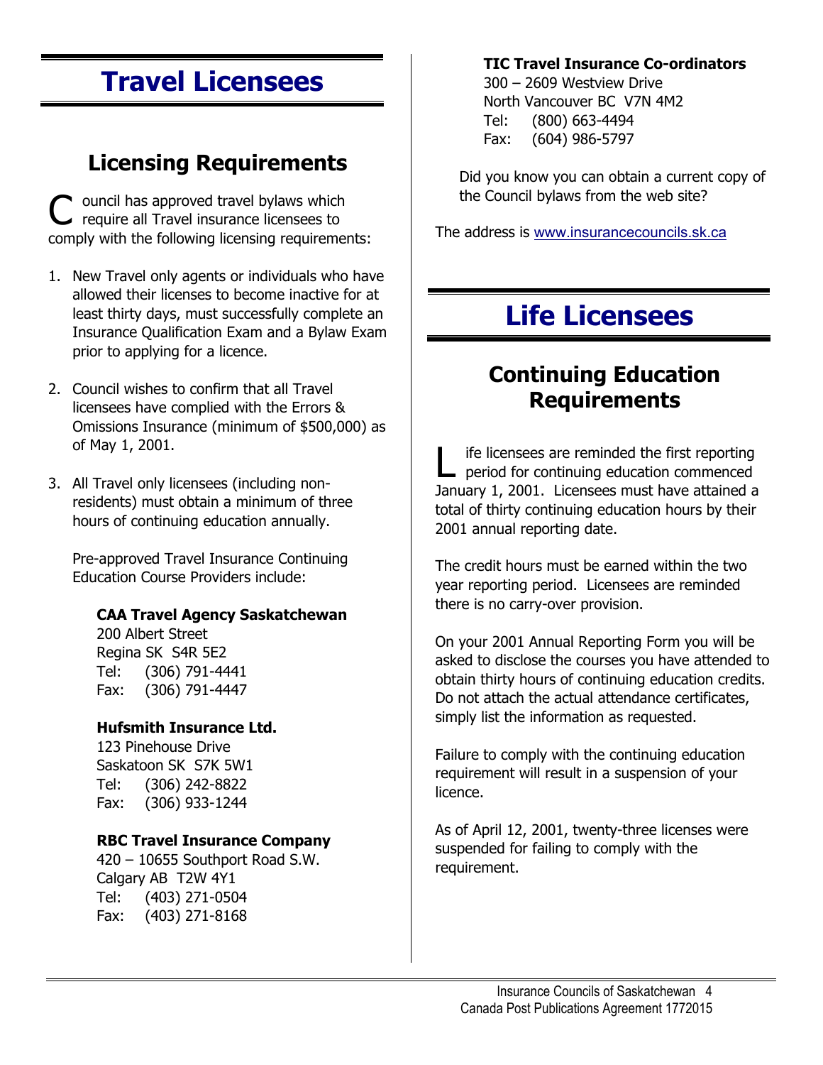# Travel Licensees

## Licensing Requirements

Council has approved travel bylaws which require all Travel insurance licensees to comply with the following licensing requirements:

1. New Travel only agents or individuals who have allowed their licenses to become inactive for at least thirty days, must successfully complete an Insurance Qualification Exam and a Bylaw Exam prior to applying for a licence.

2. Council wishes to confirm that all Travel licensees have complied with the Errors & Omissions Insurance (minimum of $500,000) as of May 1, 2001.

3. All Travel only licensees (including non-residents) must obtain a minimum of three hours of continuing education annually.

   Pre-approved Travel Insurance Continuing Education Course Providers include:

   **CAA Travel Agency Saskatchewan**
   200 Albert Street
   Regina SK S4R 5E2
   Tel: (306) 791-4441
   Fax: (306) 791-4447

   **Hufsmith Insurance Ltd.**
   123 Pinehouse Drive
   Saskatoon SK S7K 5W1
   Tel: (306) 242-8822
   Fax: (306) 933-1244

   **RBC Travel Insurance Company**
   420 – 10655 Southport Road S.W.
   Calgary AB T2W 4Y1
   Tel: (403) 271-0504
   Fax: (403) 271-8168

   **TIC Travel Insurance Co-ordinators**
   300 – 2609 Westview Drive
   North Vancouver BC V7N 4M2
   Tel: (800) 663-4494
   Fax: (604) 986-5797

   Did you know you can obtain a current copy of the Council bylaws from the web site?

The address is www.insurancecouncils.sk.ca

# Life Licensees

## Continuing Education Requirements

Life licensees are reminded the first reporting period for continuing education commenced January 1, 2001. Licensees must have attained a total of thirty continuing education hours by their 2001 annual reporting date.

The credit hours must be earned within the two year reporting period. Licensees are reminded there is no carry-over provision.

On your 2001 Annual Reporting Form you will be asked to disclose the courses you have attended to obtain thirty hours of continuing education credits. Do not attach the actual attendance certificates, simply list the information as requested.

Failure to comply with the continuing education requirement will result in a suspension of your licence.

As of April 12, 2001, twenty-three licenses were suspended for failing to comply with the requirement.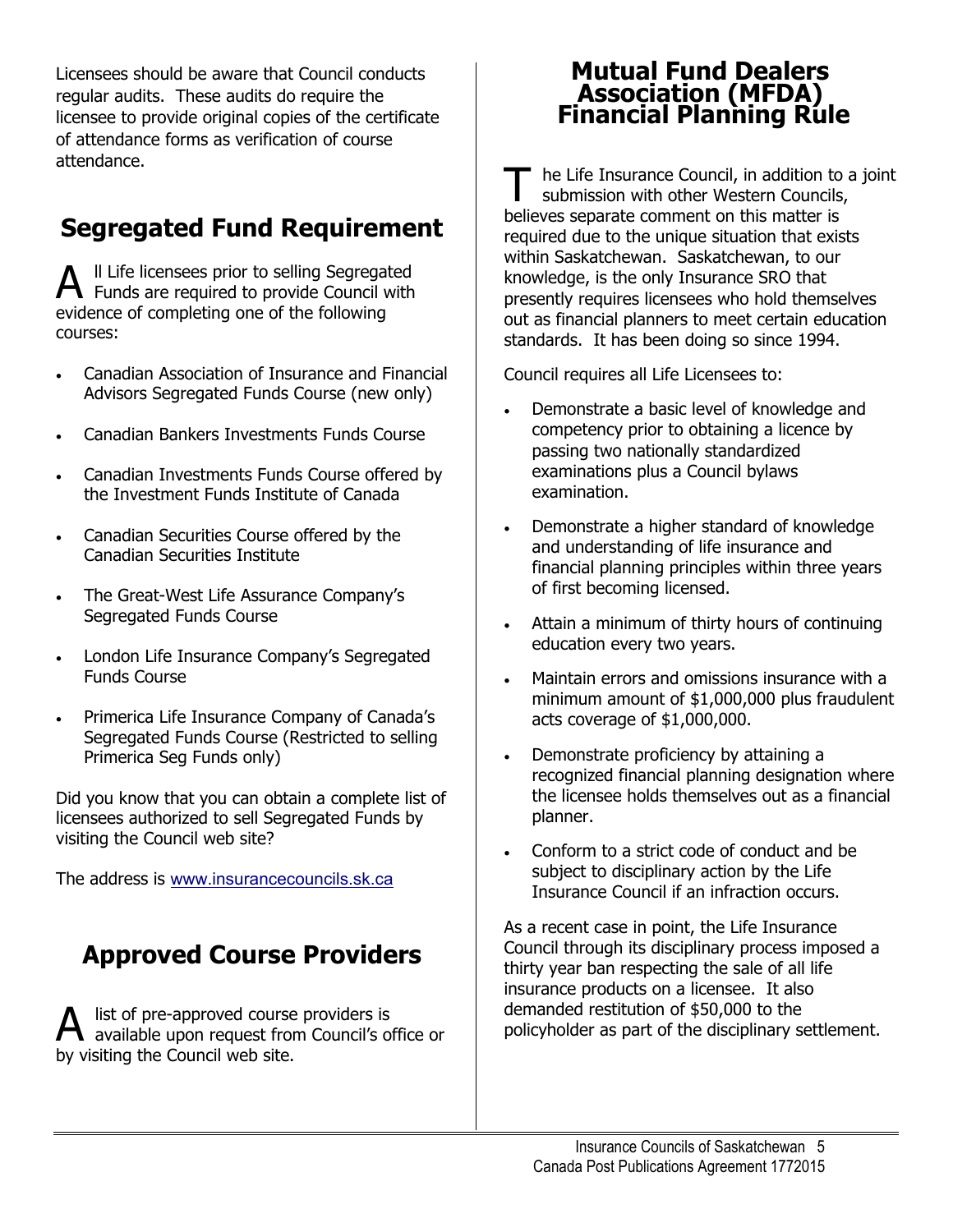Licensees should be aware that Council conducts regular audits. These audits do require the licensee to provide original copies of the certificate of attendance forms as verification of course attendance.

## Segregated Fund Requirement

All Life licensees prior to selling Segregated Funds are required to provide Council with evidence of completing one of the following courses:

- Canadian Association of Insurance and Financial Advisors Segregated Funds Course (new only)
- Canadian Bankers Investments Funds Course
- Canadian Investments Funds Course offered by the Investment Funds Institute of Canada
- Canadian Securities Course offered by the Canadian Securities Institute
- The Great-West Life Assurance Company's Segregated Funds Course
- London Life Insurance Company's Segregated Funds Course
- Primerica Life Insurance Company of Canada's Segregated Funds Course (Restricted to selling Primerica Seg Funds only)

Did you know that you can obtain a complete list of licensees authorized to sell Segregated Funds by visiting the Council web site?

The address is www.insurancecouncils.sk.ca

## Approved Course Providers

A list of pre-approved course providers is available upon request from Council's office or by visiting the Council web site.

## Mutual Fund Dealers Association (MFDA) Financial Planning Rule

The Life Insurance Council, in addition to a joint submission with other Western Councils, believes separate comment on this matter is required due to the unique situation that exists within Saskatchewan. Saskatchewan, to our knowledge, is the only Insurance SRO that presently requires licensees who hold themselves out as financial planners to meet certain education standards. It has been doing so since 1994.

Council requires all Life Licensees to:

- Demonstrate a basic level of knowledge and competency prior to obtaining a licence by passing two nationally standardized examinations plus a Council bylaws examination.
- Demonstrate a higher standard of knowledge and understanding of life insurance and financial planning principles within three years of first becoming licensed.
- Attain a minimum of thirty hours of continuing education every two years.
- Maintain errors and omissions insurance with a minimum amount of $1,000,000 plus fraudulent acts coverage of $1,000,000.
- Demonstrate proficiency by attaining a recognized financial planning designation where the licensee holds themselves out as a financial planner.
- Conform to a strict code of conduct and be subject to disciplinary action by the Life Insurance Council if an infraction occurs.

As a recent case in point, the Life Insurance Council through its disciplinary process imposed a thirty year ban respecting the sale of all life insurance products on a licensee. It also demanded restitution of $50,000 to the policyholder as part of the disciplinary settlement.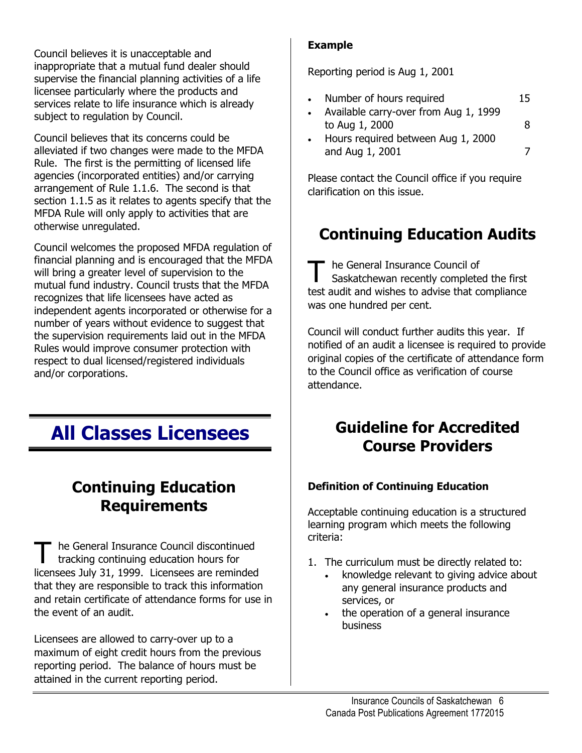Council believes it is unacceptable and inappropriate that a mutual fund dealer should supervise the financial planning activities of a life licensee particularly where the products and services relate to life insurance which is already subject to regulation by Council.

Council believes that its concerns could be alleviated if two changes were made to the MFDA Rule. The first is the permitting of licensed life agencies (incorporated entities) and/or carrying arrangement of Rule 1.1.6. The second is that section 1.1.5 as it relates to agents specify that the MFDA Rule will only apply to activities that are otherwise unregulated.

Council welcomes the proposed MFDA regulation of financial planning and is encouraged that the MFDA will bring a greater level of supervision to the mutual fund industry. Council trusts that the MFDA recognizes that life licensees have acted as independent agents incorporated or otherwise for a number of years without evidence to suggest that the supervision requirements laid out in the MFDA Rules would improve consumer protection with respect to dual licensed/registered individuals and/or corporations.

# All Classes Licensees

## Continuing Education Requirements

The General Insurance Council discontinued tracking continuing education hours for licensees July 31, 1999. Licensees are reminded that they are responsible to track this information and retain certificate of attendance forms for use in the event of an audit.

Licensees are allowed to carry-over up to a maximum of eight credit hours from the previous reporting period. The balance of hours must be attained in the current reporting period.

**Example**

Reporting period is Aug 1, 2001

- Number of hours required 15
- Available carry-over from Aug 1, 1999 to Aug 1, 2000 8
- Hours required between Aug 1, 2000 and Aug 1, 2001 7

Please contact the Council office if you require clarification on this issue.

## Continuing Education Audits

The General Insurance Council of Saskatchewan recently completed the first test audit and wishes to advise that compliance was one hundred per cent.

Council will conduct further audits this year. If notified of an audit a licensee is required to provide original copies of the certificate of attendance form to the Council office as verification of course attendance.

## Guideline for Accredited Course Providers

**Definition of Continuing Education**

Acceptable continuing education is a structured learning program which meets the following criteria:

1. The curriculum must be directly related to:
   - knowledge relevant to giving advice about any general insurance products and services, or
   - the operation of a general insurance business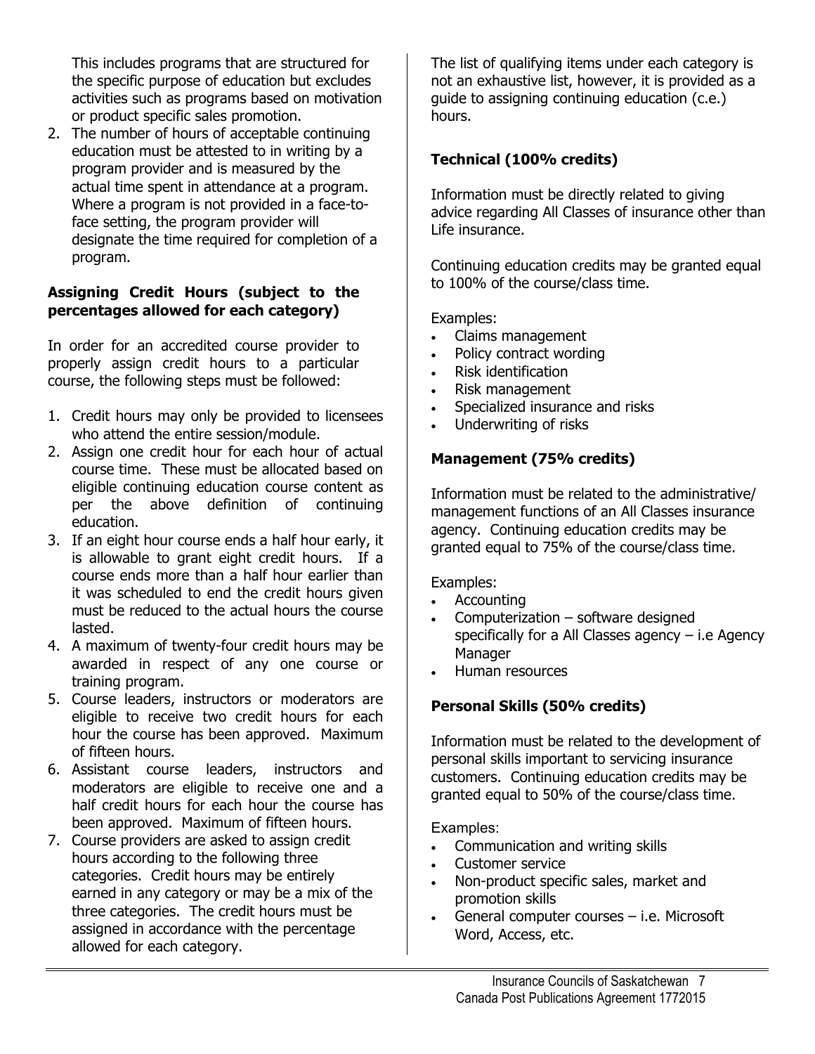This includes programs that are structured for the specific purpose of education but excludes activities such as programs based on motivation or product specific sales promotion.

2. The number of hours of acceptable continuing education must be attested to in writing by a program provider and is measured by the actual time spent in attendance at a program. Where a program is not provided in a face-to-face setting, the program provider will designate the time required for completion of a program.

**Assigning Credit Hours (subject to the percentages allowed for each category)**

In order for an accredited course provider to properly assign credit hours to a particular course, the following steps must be followed:

1. Credit hours may only be provided to licensees who attend the entire session/module.
2. Assign one credit hour for each hour of actual course time. These must be allocated based on eligible continuing education course content as per the above definition of continuing education.
3. If an eight hour course ends a half hour early, it is allowable to grant eight credit hours. If a course ends more than a half hour earlier than it was scheduled to end the credit hours given must be reduced to the actual hours the course lasted.
4. A maximum of twenty-four credit hours may be awarded in respect of any one course or training program.
5. Course leaders, instructors or moderators are eligible to receive two credit hours for each hour the course has been approved. Maximum of fifteen hours.
6. Assistant course leaders, instructors and moderators are eligible to receive one and a half credit hours for each hour the course has been approved. Maximum of fifteen hours.
7. Course providers are asked to assign credit hours according to the following three categories. Credit hours may be entirely earned in any category or may be a mix of the three categories. The credit hours must be assigned in accordance with the percentage allowed for each category.

The list of qualifying items under each category is not an exhaustive list, however, it is provided as a guide to assigning continuing education (c.e.) hours.

**Technical (100% credits)**

Information must be directly related to giving advice regarding All Classes of insurance other than Life insurance.

Continuing education credits may be granted equal to 100% of the course/class time.

Examples:

- Claims management
- Policy contract wording
- Risk identification
- Risk management
- Specialized insurance and risks
- Underwriting of risks

**Management (75% credits)**

Information must be related to the administrative/ management functions of an All Classes insurance agency. Continuing education credits may be granted equal to 75% of the course/class time.

Examples:

- Accounting
- Computerization – software designed specifically for a All Classes agency – i.e Agency Manager
- Human resources

**Personal Skills (50% credits)**

Information must be related to the development of personal skills important to servicing insurance customers. Continuing education credits may be granted equal to 50% of the course/class time.

Examples:

- Communication and writing skills
- Customer service
- Non-product specific sales, market and promotion skills
- General computer courses – i.e. Microsoft Word, Access, etc.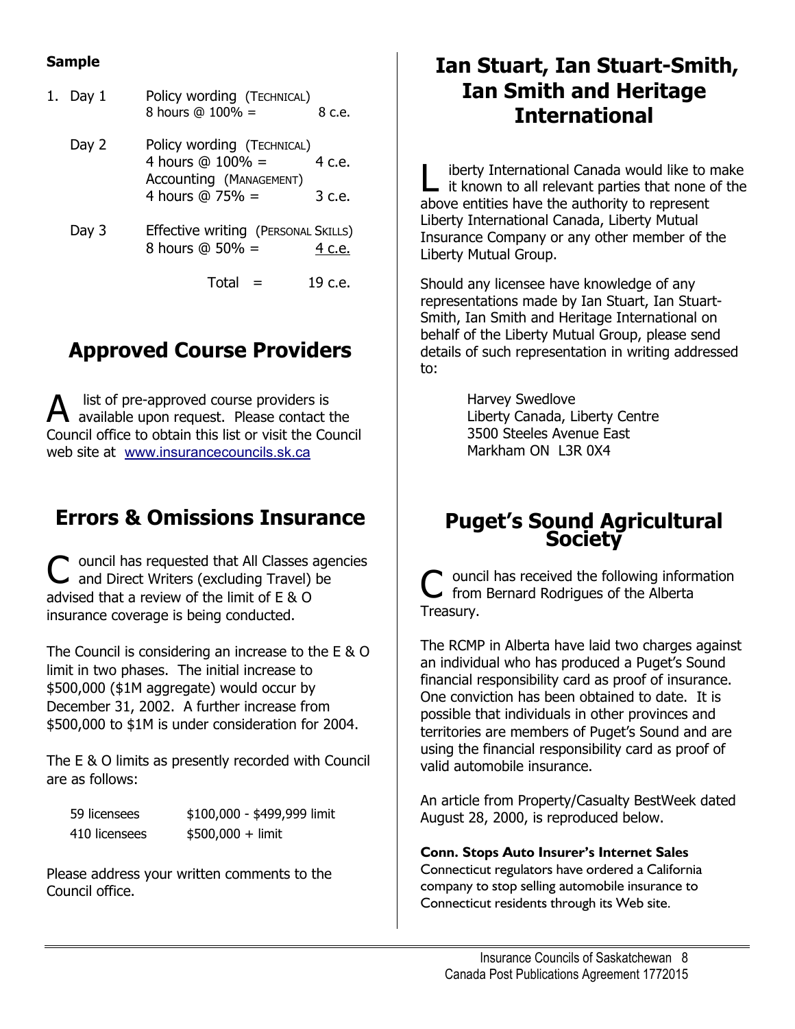**Sample**

| | | | |
|---|---|---|---|
| 1. | Day 1 | Policy wording (TECHNICAL) 8 hours @ 100% = | 8 c.e. |
| | Day 2 | Policy wording (TECHNICAL) 4 hours @ 100% = | 4 c.e. |
| | | Accounting (MANAGEMENT) 4 hours @ 75% = | 3 c.e. |
| | Day 3 | Effective writing (PERSONAL SKILLS) 8 hours @ 50% = | 4 c.e. |
| | | Total = | 19 c.e. |

## Approved Course Providers

A list of pre-approved course providers is available upon request. Please contact the Council office to obtain this list or visit the Council web site at www.insurancecouncils.sk.ca

## Errors & Omissions Insurance

Council has requested that All Classes agencies and Direct Writers (excluding Travel) be advised that a review of the limit of E & O insurance coverage is being conducted.

The Council is considering an increase to the E & O limit in two phases. The initial increase to \$500,000 (\$1M aggregate) would occur by December 31, 2002. A further increase from \$500,000 to \$1M is under consideration for 2004.

The E & O limits as presently recorded with Council are as follows:

| | |
|---|---|
| 59 licensees | \$100,000 - \$499,999 limit |
| 410 licensees | \$500,000 + limit |

Please address your written comments to the Council office.

## Ian Stuart, Ian Stuart-Smith, Ian Smith and Heritage International

Liberty International Canada would like to make it known to all relevant parties that none of the above entities have the authority to represent Liberty International Canada, Liberty Mutual Insurance Company or any other member of the Liberty Mutual Group.

Should any licensee have knowledge of any representations made by Ian Stuart, Ian Stuart-Smith, Ian Smith and Heritage International on behalf of the Liberty Mutual Group, please send details of such representation in writing addressed to:

Harvey Swedlove
Liberty Canada, Liberty Centre
3500 Steeles Avenue East
Markham ON L3R 0X4

## Puget's Sound Agricultural Society

Council has received the following information from Bernard Rodrigues of the Alberta Treasury.

The RCMP in Alberta have laid two charges against an individual who has produced a Puget's Sound financial responsibility card as proof of insurance. One conviction has been obtained to date. It is possible that individuals in other provinces and territories are members of Puget's Sound and are using the financial responsibility card as proof of valid automobile insurance.

An article from Property/Casualty BestWeek dated August 28, 2000, is reproduced below.

**Conn. Stops Auto Insurer's Internet Sales**

Connecticut regulators have ordered a California company to stop selling automobile insurance to Connecticut residents through its Web site.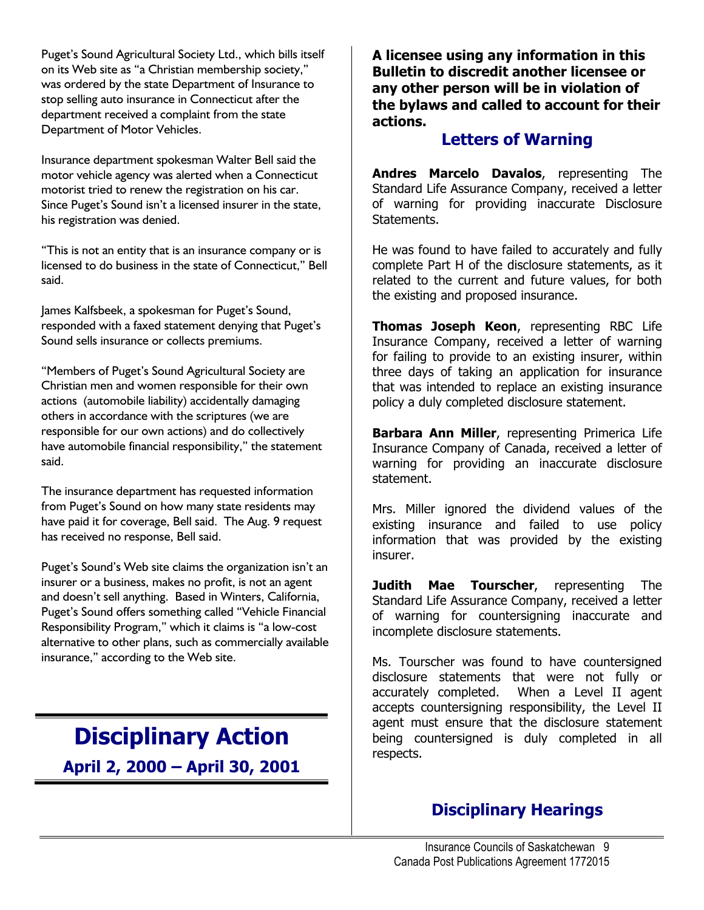Puget's Sound Agricultural Society Ltd., which bills itself on its Web site as "a Christian membership society," was ordered by the state Department of Insurance to stop selling auto insurance in Connecticut after the department received a complaint from the state Department of Motor Vehicles.

Insurance department spokesman Walter Bell said the motor vehicle agency was alerted when a Connecticut motorist tried to renew the registration on his car. Since Puget's Sound isn't a licensed insurer in the state, his registration was denied.

"This is not an entity that is an insurance company or is licensed to do business in the state of Connecticut," Bell said.

James Kalfsbeek, a spokesman for Puget's Sound, responded with a faxed statement denying that Puget's Sound sells insurance or collects premiums.

"Members of Puget's Sound Agricultural Society are Christian men and women responsible for their own actions (automobile liability) accidentally damaging others in accordance with the scriptures (we are responsible for our own actions) and do collectively have automobile financial responsibility," the statement said.

The insurance department has requested information from Puget's Sound on how many state residents may have paid it for coverage, Bell said. The Aug. 9 request has received no response, Bell said.

Puget's Sound's Web site claims the organization isn't an insurer or a business, makes no profit, is not an agent and doesn't sell anything. Based in Winters, California, Puget's Sound offers something called "Vehicle Financial Responsibility Program," which it claims is "a low-cost alternative to other plans, such as commercially available insurance," according to the Web site.

# Disciplinary Action

## April 2, 2000 – April 30, 2001

**A licensee using any information in this Bulletin to discredit another licensee or any other person will be in violation of the bylaws and called to account for their actions.**

## Letters of Warning

**Andres Marcelo Davalos**, representing The Standard Life Assurance Company, received a letter of warning for providing inaccurate Disclosure Statements.

He was found to have failed to accurately and fully complete Part H of the disclosure statements, as it related to the current and future values, for both the existing and proposed insurance.

**Thomas Joseph Keon**, representing RBC Life Insurance Company, received a letter of warning for failing to provide to an existing insurer, within three days of taking an application for insurance that was intended to replace an existing insurance policy a duly completed disclosure statement.

**Barbara Ann Miller**, representing Primerica Life Insurance Company of Canada, received a letter of warning for providing an inaccurate disclosure statement.

Mrs. Miller ignored the dividend values of the existing insurance and failed to use policy information that was provided by the existing insurer.

**Judith Mae Tourscher**, representing The Standard Life Assurance Company, received a letter of warning for countersigning inaccurate and incomplete disclosure statements.

Ms. Tourscher was found to have countersigned disclosure statements that were not fully or accurately completed. When a Level II agent accepts countersigning responsibility, the Level II agent must ensure that the disclosure statement being countersigned is duly completed in all respects.

## Disciplinary Hearings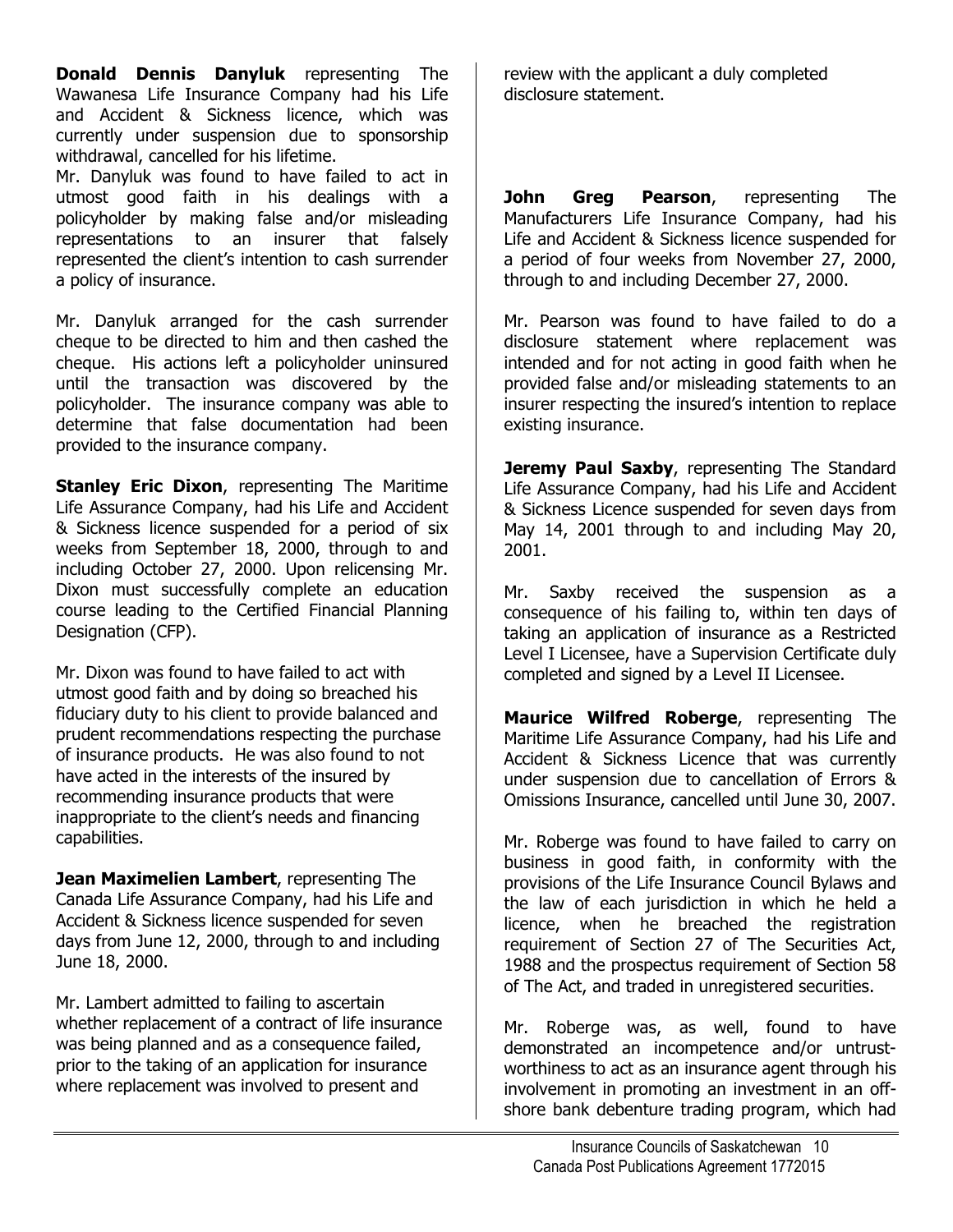**Donald Dennis Danyluk** representing The Wawanesa Life Insurance Company had his Life and Accident & Sickness licence, which was currently under suspension due to sponsorship withdrawal, cancelled for his lifetime.

Mr. Danyluk was found to have failed to act in utmost good faith in his dealings with a policyholder by making false and/or misleading representations to an insurer that falsely represented the client's intention to cash surrender a policy of insurance.

Mr. Danyluk arranged for the cash surrender cheque to be directed to him and then cashed the cheque. His actions left a policyholder uninsured until the transaction was discovered by the policyholder. The insurance company was able to determine that false documentation had been provided to the insurance company.

**Stanley Eric Dixon**, representing The Maritime Life Assurance Company, had his Life and Accident & Sickness licence suspended for a period of six weeks from September 18, 2000, through to and including October 27, 2000. Upon relicensing Mr. Dixon must successfully complete an education course leading to the Certified Financial Planning Designation (CFP).

Mr. Dixon was found to have failed to act with utmost good faith and by doing so breached his fiduciary duty to his client to provide balanced and prudent recommendations respecting the purchase of insurance products. He was also found to not have acted in the interests of the insured by recommending insurance products that were inappropriate to the client's needs and financing capabilities.

**Jean Maximelien Lambert**, representing The Canada Life Assurance Company, had his Life and Accident & Sickness licence suspended for seven days from June 12, 2000, through to and including June 18, 2000.

Mr. Lambert admitted to failing to ascertain whether replacement of a contract of life insurance was being planned and as a consequence failed, prior to the taking of an application for insurance where replacement was involved to present and review with the applicant a duly completed disclosure statement.

**John Greg Pearson**, representing The Manufacturers Life Insurance Company, had his Life and Accident & Sickness licence suspended for a period of four weeks from November 27, 2000, through to and including December 27, 2000.

Mr. Pearson was found to have failed to do a disclosure statement where replacement was intended and for not acting in good faith when he provided false and/or misleading statements to an insurer respecting the insured's intention to replace existing insurance.

**Jeremy Paul Saxby**, representing The Standard Life Assurance Company, had his Life and Accident & Sickness Licence suspended for seven days from May 14, 2001 through to and including May 20, 2001.

Mr. Saxby received the suspension as a consequence of his failing to, within ten days of taking an application of insurance as a Restricted Level I Licensee, have a Supervision Certificate duly completed and signed by a Level II Licensee.

**Maurice Wilfred Roberge**, representing The Maritime Life Assurance Company, had his Life and Accident & Sickness Licence that was currently under suspension due to cancellation of Errors & Omissions Insurance, cancelled until June 30, 2007.

Mr. Roberge was found to have failed to carry on business in good faith, in conformity with the provisions of the Life Insurance Council Bylaws and the law of each jurisdiction in which he held a licence, when he breached the registration requirement of Section 27 of The Securities Act, 1988 and the prospectus requirement of Section 58 of The Act, and traded in unregistered securities.

Mr. Roberge was, as well, found to have demonstrated an incompetence and/or untrustworthiness to act as an insurance agent through his involvement in promoting an investment in an off-shore bank debenture trading program, which had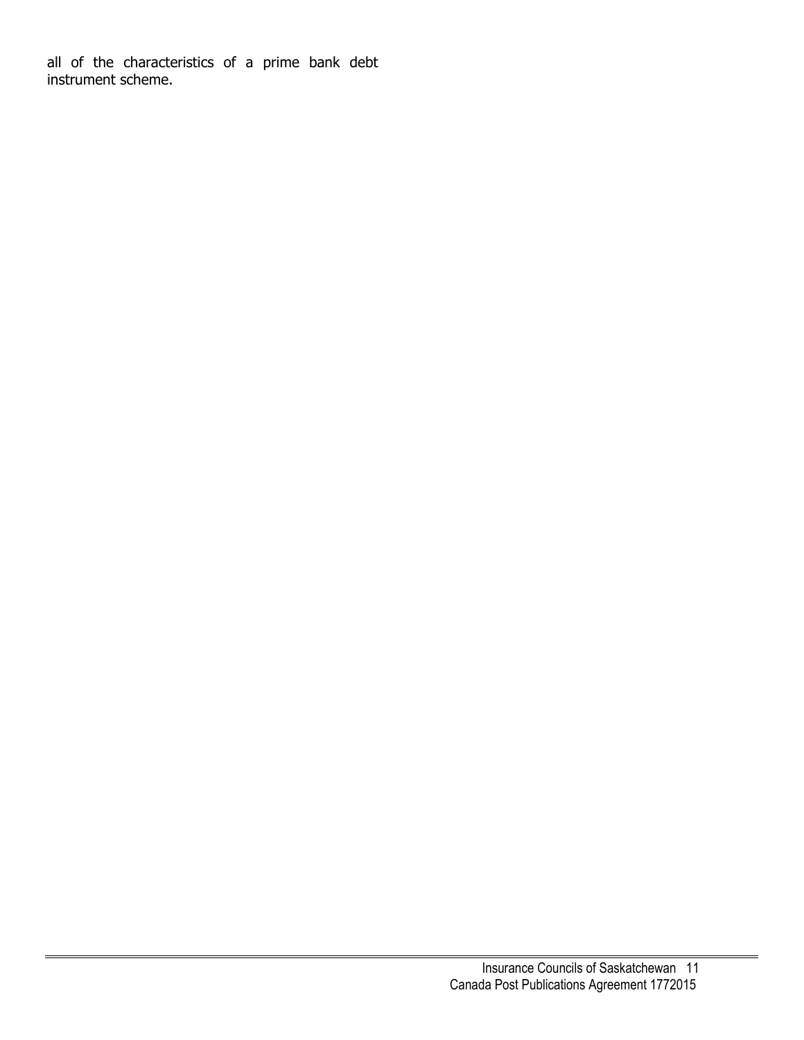all of the characteristics of a prime bank debt instrument scheme.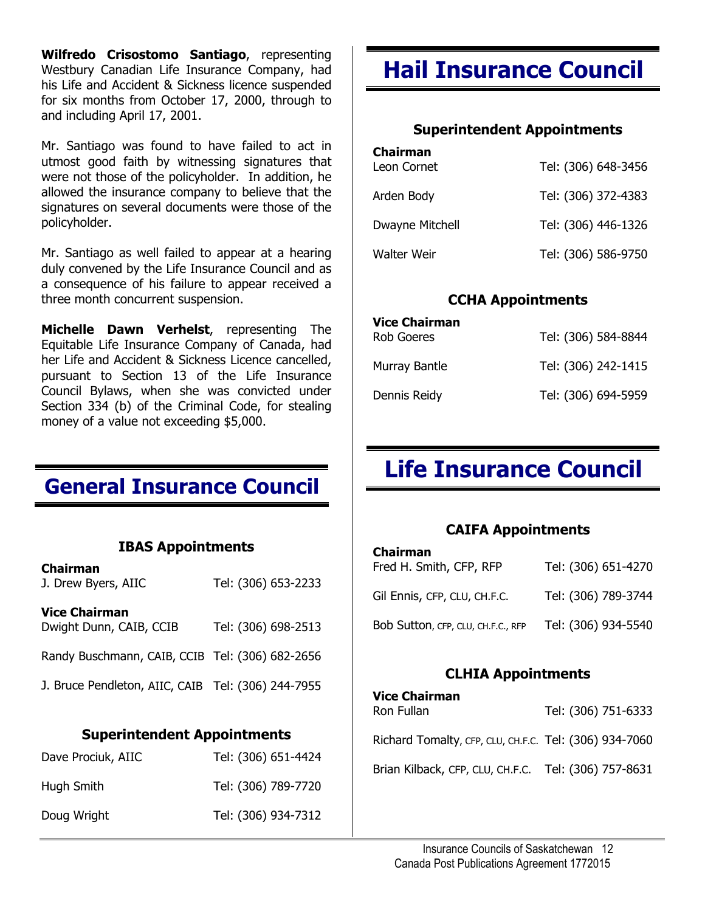**Wilfredo Crisostomo Santiago**, representing Westbury Canadian Life Insurance Company, had his Life and Accident & Sickness licence suspended for six months from October 17, 2000, through to and including April 17, 2001.

Mr. Santiago was found to have failed to act in utmost good faith by witnessing signatures that were not those of the policyholder. In addition, he allowed the insurance company to believe that the signatures on several documents were those of the policyholder.

Mr. Santiago as well failed to appear at a hearing duly convened by the Life Insurance Council and as a consequence of his failure to appear received a three month concurrent suspension.

**Michelle Dawn Verhelst**, representing The Equitable Life Insurance Company of Canada, had her Life and Accident & Sickness Licence cancelled, pursuant to Section 13 of the Life Insurance Council Bylaws, when she was convicted under Section 334 (b) of the Criminal Code, for stealing money of a value not exceeding $5,000.

# General Insurance Council

### IBAS Appointments

**Chairman**
J. Drew Byers, AIIC — Tel: (306) 653-2233

**Vice Chairman**
Dwight Dunn, CAIB, CCIB — Tel: (306) 698-2513

Randy Buschmann, CAIB, CCIB — Tel: (306) 682-2656

J. Bruce Pendleton, AIIC, CAIB — Tel: (306) 244-7955

### Superintendent Appointments

Dave Prociuk, AIIC — Tel: (306) 651-4424

Hugh Smith — Tel: (306) 789-7720

Doug Wright — Tel: (306) 934-7312

# Hail Insurance Council

### Superintendent Appointments

**Chairman**
Leon Cornet — Tel: (306) 648-3456

Arden Body — Tel: (306) 372-4383

Dwayne Mitchell — Tel: (306) 446-1326

Walter Weir — Tel: (306) 586-9750

### CCHA Appointments

**Vice Chairman**
Rob Goeres — Tel: (306) 584-8844

Murray Bantle — Tel: (306) 242-1415

Dennis Reidy — Tel: (306) 694-5959

# Life Insurance Council

### CAIFA Appointments

**Chairman**
Fred H. Smith, CFP, RFP — Tel: (306) 651-4270

Gil Ennis, CFP, CLU, CH.F.C. — Tel: (306) 789-3744

Bob Sutton, CFP, CLU, CH.F.C., RFP — Tel: (306) 934-5540

### CLHIA Appointments

**Vice Chairman**
Ron Fullan — Tel: (306) 751-6333

Richard Tomalty, CFP, CLU, CH.F.C. — Tel: (306) 934-7060

Brian Kilback, CFP, CLU, CH.F.C. — Tel: (306) 757-8631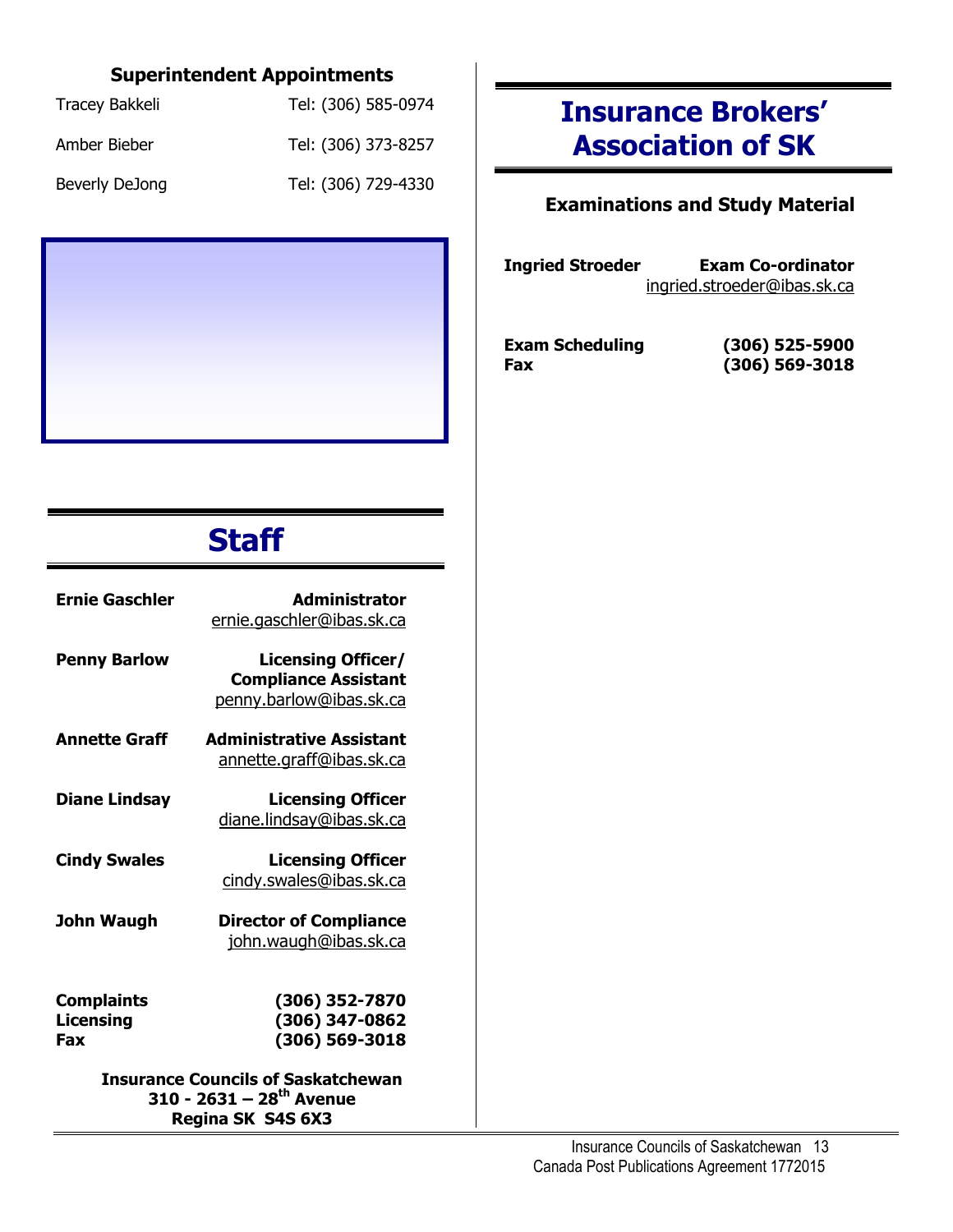### Superintendent Appointments

| | |
|---|---|
| Tracey Bakkeli | Tel: (306) 585-0974 |
| Amber Bieber | Tel: (306) 373-8257 |
| Beverly DeJong | Tel: (306) 729-4330 |

# Staff

**Ernie Gaschler** — **Administrator**
ernie.gaschler@ibas.sk.ca

**Penny Barlow** — **Licensing Officer/ Compliance Assistant**
penny.barlow@ibas.sk.ca

**Annette Graff** — **Administrative Assistant**
annette.graff@ibas.sk.ca

**Diane Lindsay** — **Licensing Officer**
diane.lindsay@ibas.sk.ca

**Cindy Swales** — **Licensing Officer**
cindy.swales@ibas.sk.ca

**John Waugh** — **Director of Compliance**
john.waugh@ibas.sk.ca

| | |
|---|---|
| **Complaints** | **(306) 352-7870** |
| **Licensing** | **(306) 347-0862** |
| **Fax** | **(306) 569-3018** |

**Insurance Councils of Saskatchewan**
**310 - 2631 – 28th Avenue**
**Regina SK S4S 6X3**

# Insurance Brokers' Association of SK

### Examinations and Study Material

**Ingried Stroeder** — **Exam Co-ordinator**
ingried.stroeder@ibas.sk.ca

| | |
|---|---|
| **Exam Scheduling** | **(306) 525-5900** |
| **Fax** | **(306) 569-3018** |

Canada Post Publications Agreement 1772015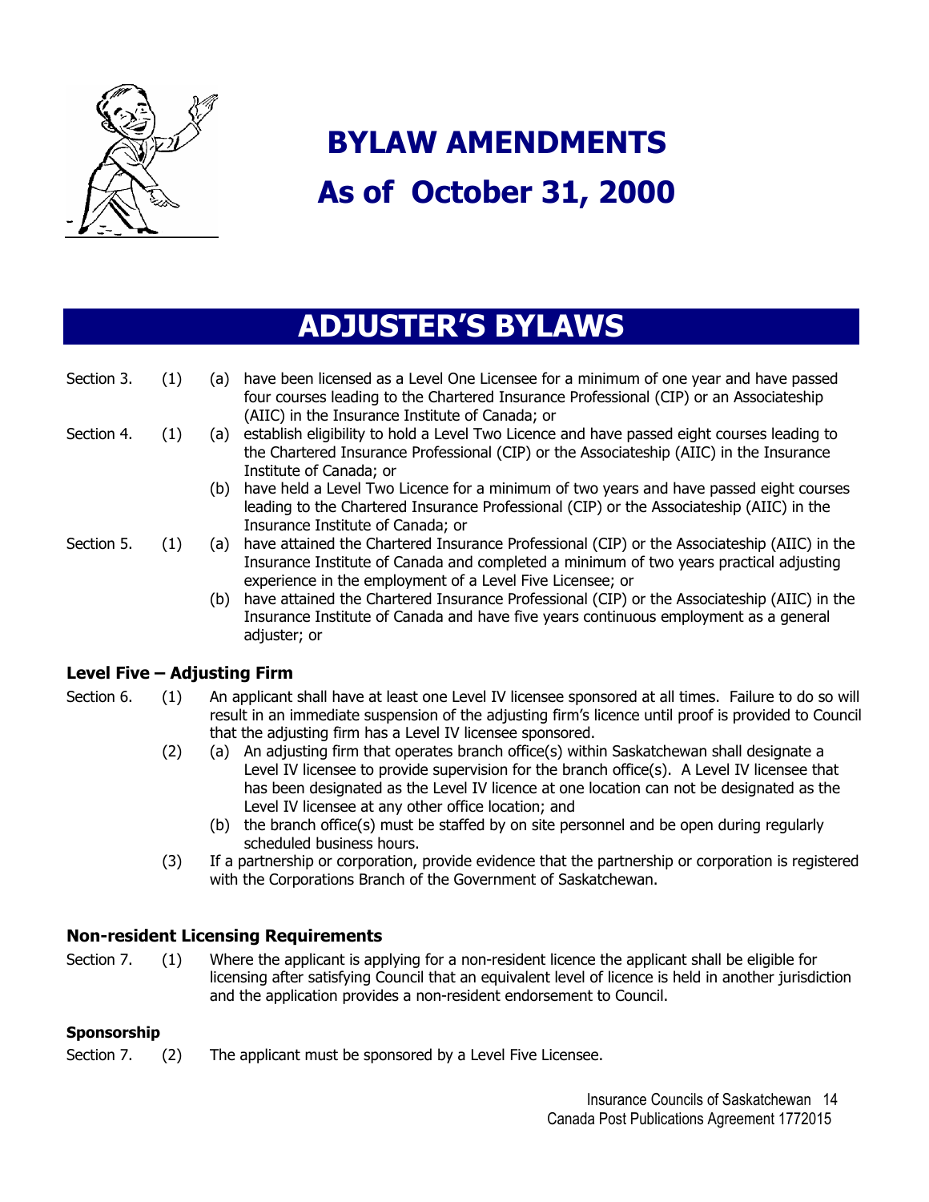# BYLAW AMENDMENTS
# As of October 31, 2000

## ADJUSTER'S BYLAWS

Section 3. (1) (a) have been licensed as a Level One Licensee for a minimum of one year and have passed four courses leading to the Chartered Insurance Professional (CIP) or an Associateship (AIIC) in the Insurance Institute of Canada; or

Section 4. (1) (a) establish eligibility to hold a Level Two Licence and have passed eight courses leading to the Chartered Insurance Professional (CIP) or the Associateship (AIIC) in the Insurance Institute of Canada; or

(b) have held a Level Two Licence for a minimum of two years and have passed eight courses leading to the Chartered Insurance Professional (CIP) or the Associateship (AIIC) in the Insurance Institute of Canada; or

Section 5. (1) (a) have attained the Chartered Insurance Professional (CIP) or the Associateship (AIIC) in the Insurance Institute of Canada and completed a minimum of two years practical adjusting experience in the employment of a Level Five Licensee; or

(b) have attained the Chartered Insurance Professional (CIP) or the Associateship (AIIC) in the Insurance Institute of Canada and have five years continuous employment as a general adjuster; or

### Level Five – Adjusting Firm

Section 6. (1) An applicant shall have at least one Level IV licensee sponsored at all times. Failure to do so will result in an immediate suspension of the adjusting firm's licence until proof is provided to Council that the adjusting firm has a Level IV licensee sponsored.

(2) (a) An adjusting firm that operates branch office(s) within Saskatchewan shall designate a Level IV licensee to provide supervision for the branch office(s). A Level IV licensee that has been designated as the Level IV licence at one location can not be designated as the Level IV licensee at any other office location; and

(b) the branch office(s) must be staffed by on site personnel and be open during regularly scheduled business hours.

(3) If a partnership or corporation, provide evidence that the partnership or corporation is registered with the Corporations Branch of the Government of Saskatchewan.

### Non-resident Licensing Requirements

Section 7. (1) Where the applicant is applying for a non-resident licence the applicant shall be eligible for licensing after satisfying Council that an equivalent level of licence is held in another jurisdiction and the application provides a non-resident endorsement to Council.

#### Sponsorship

Section 7. (2) The applicant must be sponsored by a Level Five Licensee.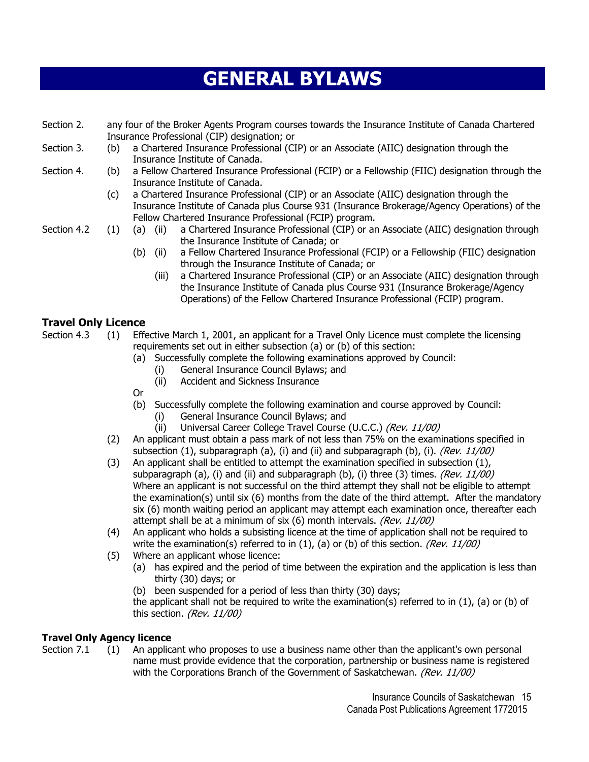# GENERAL BYLAWS

Section 2. any four of the Broker Agents Program courses towards the Insurance Institute of Canada Chartered Insurance Professional (CIP) designation; or

Section 3. (b) a Chartered Insurance Professional (CIP) or an Associate (AIIC) designation through the Insurance Institute of Canada.

Section 4. (b) a Fellow Chartered Insurance Professional (FCIP) or a Fellowship (FIIC) designation through the Insurance Institute of Canada.

(c) a Chartered Insurance Professional (CIP) or an Associate (AIIC) designation through the Insurance Institute of Canada plus Course 931 (Insurance Brokerage/Agency Operations) of the Fellow Chartered Insurance Professional (FCIP) program.

Section 4.2 (1) (a) (ii) a Chartered Insurance Professional (CIP) or an Associate (AIIC) designation through the Insurance Institute of Canada; or

(b) (ii) a Fellow Chartered Insurance Professional (FCIP) or a Fellowship (FIIC) designation through the Insurance Institute of Canada; or

(iii) a Chartered Insurance Professional (CIP) or an Associate (AIIC) designation through the Insurance Institute of Canada plus Course 931 (Insurance Brokerage/Agency Operations) of the Fellow Chartered Insurance Professional (FCIP) program.

**Travel Only Licence**

Section 4.3 (1) Effective March 1, 2001, an applicant for a Travel Only Licence must complete the licensing requirements set out in either subsection (a) or (b) of this section:

(a) Successfully complete the following examinations approved by Council:
- (i) General Insurance Council Bylaws; and
- (ii) Accident and Sickness Insurance

Or

(b) Successfully complete the following examination and course approved by Council:
- (i) General Insurance Council Bylaws; and
- (ii) Universal Career College Travel Course (U.C.C.) *(Rev. 11/00)*

(2) An applicant must obtain a pass mark of not less than 75% on the examinations specified in subsection (1), subparagraph (a), (i) and (ii) and subparagraph (b), (i). *(Rev. 11/00)*

(3) An applicant shall be entitled to attempt the examination specified in subsection (1), subparagraph (a), (i) and (ii) and subparagraph (b), (i) three (3) times. *(Rev. 11/00)* Where an applicant is not successful on the third attempt they shall not be eligible to attempt the examination(s) until six (6) months from the date of the third attempt. After the mandatory six (6) month waiting period an applicant may attempt each examination once, thereafter each attempt shall be at a minimum of six (6) month intervals. *(Rev. 11/00)*

(4) An applicant who holds a subsisting licence at the time of application shall not be required to write the examination(s) referred to in (1), (a) or (b) of this section. *(Rev. 11/00)*

(5) Where an applicant whose licence:

(a) has expired and the period of time between the expiration and the application is less than thirty (30) days; or

(b) been suspended for a period of less than thirty (30) days;

the applicant shall not be required to write the examination(s) referred to in (1), (a) or (b) of this section. *(Rev. 11/00)*

**Travel Only Agency licence**

Section 7.1 (1) An applicant who proposes to use a business name other than the applicant's own personal name must provide evidence that the corporation, partnership or business name is registered with the Corporations Branch of the Government of Saskatchewan. *(Rev. 11/00)*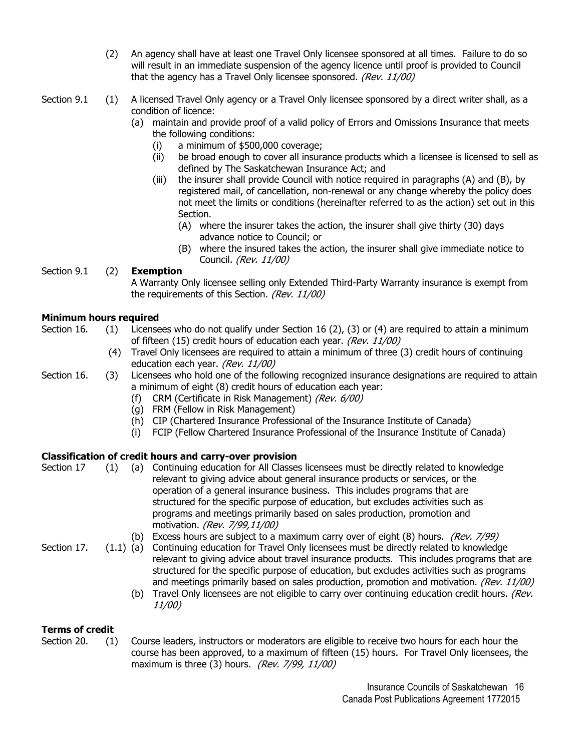(2) An agency shall have at least one Travel Only licensee sponsored at all times. Failure to do so will result in an immediate suspension of the agency licence until proof is provided to Council that the agency has a Travel Only licensee sponsored. *(Rev. 11/00)*

Section 9.1 (1) A licensed Travel Only agency or a Travel Only licensee sponsored by a direct writer shall, as a condition of licence:

- (a) maintain and provide proof of a valid policy of Errors and Omissions Insurance that meets the following conditions:
  - (i) a minimum of $500,000 coverage;
  - (ii) be broad enough to cover all insurance products which a licensee is licensed to sell as defined by The Saskatchewan Insurance Act; and
  - (iii) the insurer shall provide Council with notice required in paragraphs (A) and (B), by registered mail, of cancellation, non-renewal or any change whereby the policy does not meet the limits or conditions (hereinafter referred to as the action) set out in this Section.
    - (A) where the insurer takes the action, the insurer shall give thirty (30) days advance notice to Council; or
    - (B) where the insured takes the action, the insurer shall give immediate notice to Council. *(Rev. 11/00)*

Section 9.1 (2) **Exemption**

A Warranty Only licensee selling only Extended Third-Party Warranty insurance is exempt from the requirements of this Section. *(Rev. 11/00)*

**Minimum hours required**

Section 16. (1) Licensees who do not qualify under Section 16 (2), (3) or (4) are required to attain a minimum of fifteen (15) credit hours of education each year. *(Rev. 11/00)*

(4) Travel Only licensees are required to attain a minimum of three (3) credit hours of continuing education each year. *(Rev. 11/00)*

Section 16. (3) Licensees who hold one of the following recognized insurance designations are required to attain a minimum of eight (8) credit hours of education each year:

- (f) CRM (Certificate in Risk Management) *(Rev. 6/00)*
- (g) FRM (Fellow in Risk Management)
- (h) CIP (Chartered Insurance Professional of the Insurance Institute of Canada)
- (i) FCIP (Fellow Chartered Insurance Professional of the Insurance Institute of Canada)

**Classification of credit hours and carry-over provision**

Section 17 (1) (a) Continuing education for All Classes licensees must be directly related to knowledge relevant to giving advice about general insurance products or services, or the operation of a general insurance business. This includes programs that are structured for the specific purpose of education, but excludes activities such as programs and meetings primarily based on sales production, promotion and motivation. *(Rev. 7/99,11/00)*

(b) Excess hours are subject to a maximum carry over of eight (8) hours. *(Rev. 7/99)*

Section 17. (1.1) (a) Continuing education for Travel Only licensees must be directly related to knowledge relevant to giving advice about travel insurance products. This includes programs that are structured for the specific purpose of education, but excludes activities such as programs and meetings primarily based on sales production, promotion and motivation. *(Rev. 11/00)*

(b) Travel Only licensees are not eligible to carry over continuing education credit hours. *(Rev. 11/00)*

**Terms of credit**

Section 20. (1) Course leaders, instructors or moderators are eligible to receive two hours for each hour the course has been approved, to a maximum of fifteen (15) hours. For Travel Only licensees, the maximum is three (3) hours. *(Rev. 7/99, 11/00)*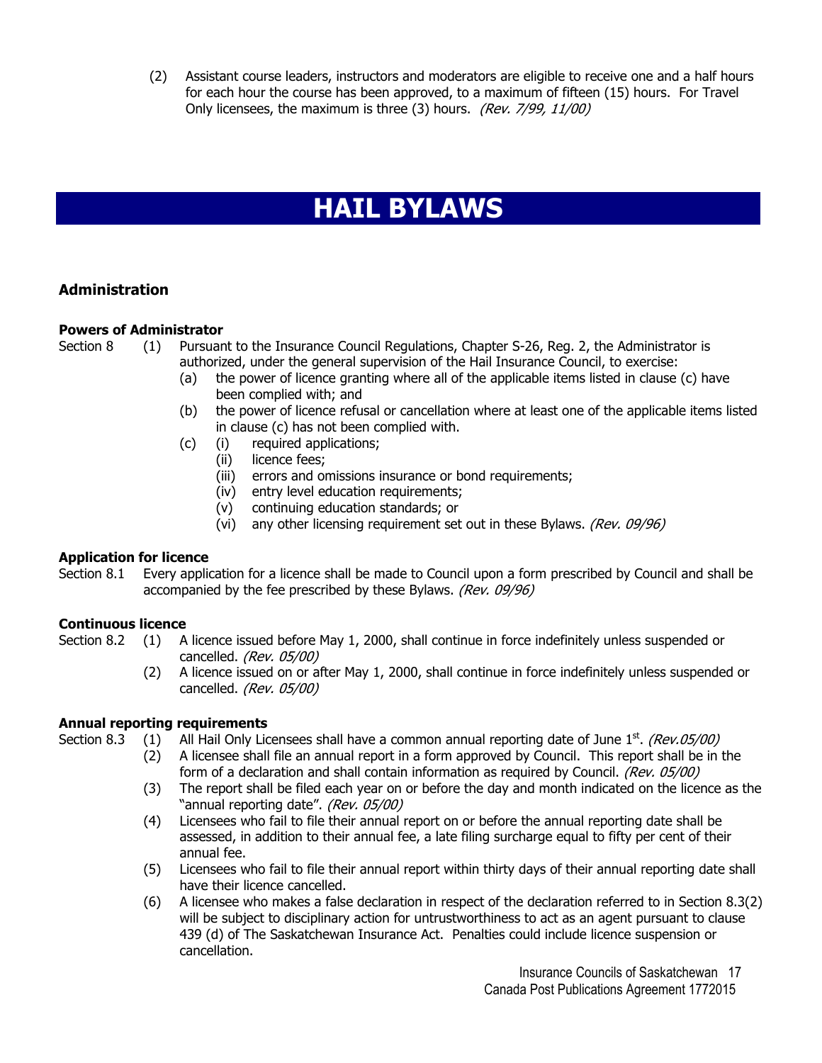(2) Assistant course leaders, instructors and moderators are eligible to receive one and a half hours for each hour the course has been approved, to a maximum of fifteen (15) hours. For Travel Only licensees, the maximum is three (3) hours. *(Rev. 7/99, 11/00)*

# HAIL BYLAWS

## Administration

**Powers of Administrator**

Section 8 (1) Pursuant to the Insurance Council Regulations, Chapter S-26, Reg. 2, the Administrator is authorized, under the general supervision of the Hail Insurance Council, to exercise:

- (a) the power of licence granting where all of the applicable items listed in clause (c) have been complied with; and
- (b) the power of licence refusal or cancellation where at least one of the applicable items listed in clause (c) has not been complied with.
- (c) (i) required applications;
  - (ii) licence fees;
  - (iii) errors and omissions insurance or bond requirements;
  - (iv) entry level education requirements;
  - (v) continuing education standards; or
  - (vi) any other licensing requirement set out in these Bylaws. *(Rev. 09/96)*

**Application for licence**

Section 8.1 Every application for a licence shall be made to Council upon a form prescribed by Council and shall be accompanied by the fee prescribed by these Bylaws. *(Rev. 09/96)*

**Continuous licence**

Section 8.2 (1) A licence issued before May 1, 2000, shall continue in force indefinitely unless suspended or cancelled. *(Rev. 05/00)*

(2) A licence issued on or after May 1, 2000, shall continue in force indefinitely unless suspended or cancelled. *(Rev. 05/00)*

**Annual reporting requirements**

Section 8.3 (1) All Hail Only Licensees shall have a common annual reporting date of June 1st. *(Rev.05/00)*

(2) A licensee shall file an annual report in a form approved by Council. This report shall be in the form of a declaration and shall contain information as required by Council. *(Rev. 05/00)*

(3) The report shall be filed each year on or before the day and month indicated on the licence as the "annual reporting date". *(Rev. 05/00)*

(4) Licensees who fail to file their annual report on or before the annual reporting date shall be assessed, in addition to their annual fee, a late filing surcharge equal to fifty per cent of their annual fee.

(5) Licensees who fail to file their annual report within thirty days of their annual reporting date shall have their licence cancelled.

(6) A licensee who makes a false declaration in respect of the declaration referred to in Section 8.3(2) will be subject to disciplinary action for untrustworthiness to act as an agent pursuant to clause 439 (d) of The Saskatchewan Insurance Act. Penalties could include licence suspension or cancellation.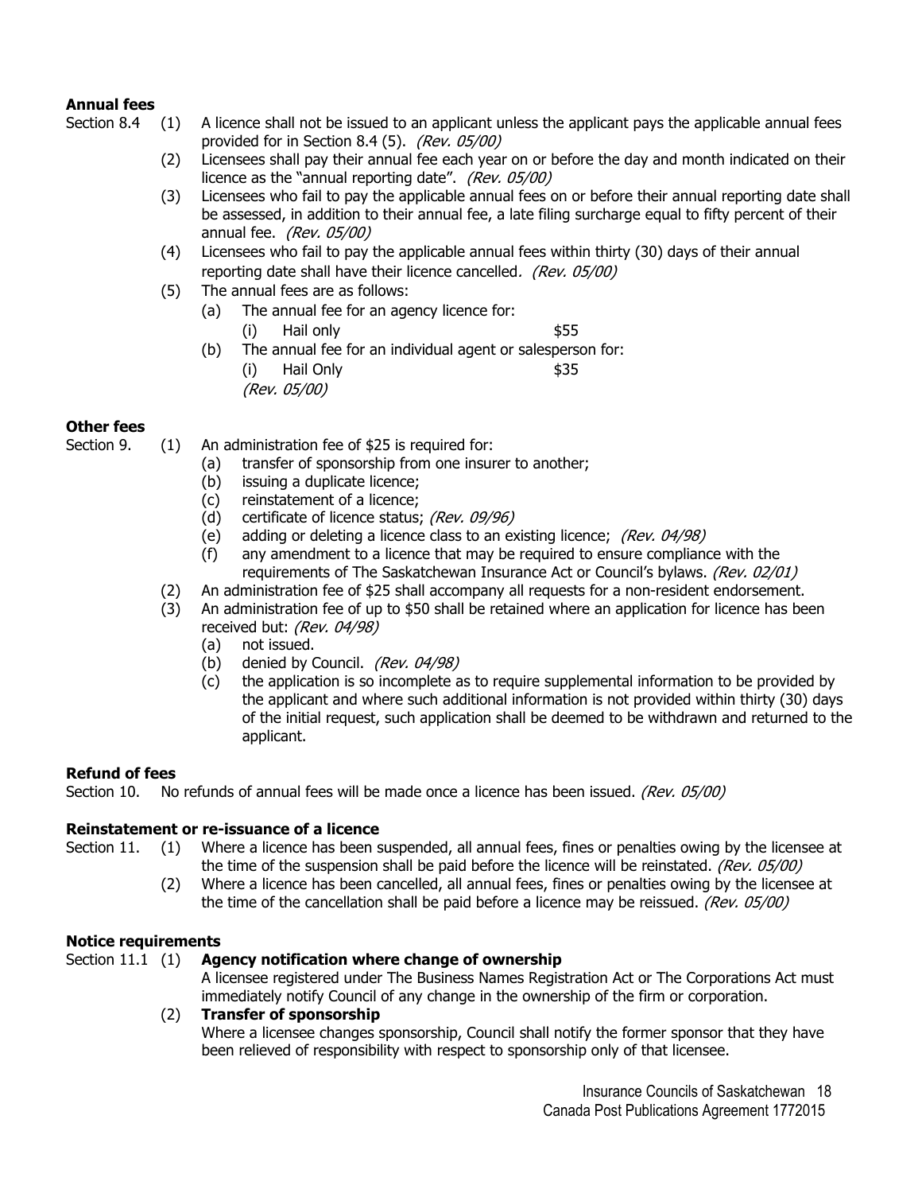**Annual fees**

Section 8.4 (1) A licence shall not be issued to an applicant unless the applicant pays the applicable annual fees provided for in Section 8.4 (5). *(Rev. 05/00)*

(2) Licensees shall pay their annual fee each year on or before the day and month indicated on their licence as the "annual reporting date". *(Rev. 05/00)*

(3) Licensees who fail to pay the applicable annual fees on or before their annual reporting date shall be assessed, in addition to their annual fee, a late filing surcharge equal to fifty percent of their annual fee. *(Rev. 05/00)*

(4) Licensees who fail to pay the applicable annual fees within thirty (30) days of their annual reporting date shall have their licence cancelled. *(Rev. 05/00)*

(5) The annual fees are as follows:

- (a) The annual fee for an agency licence for:
  - (i) Hail only $55
- (b) The annual fee for an individual agent or salesperson for:
  - (i) Hail Only $35

*(Rev. 05/00)*

**Other fees**

Section 9. (1) An administration fee of $25 is required for:

- (a) transfer of sponsorship from one insurer to another;
- (b) issuing a duplicate licence;
- (c) reinstatement of a licence;
- (d) certificate of licence status; *(Rev. 09/96)*
- (e) adding or deleting a licence class to an existing licence; *(Rev. 04/98)*
- (f) any amendment to a licence that may be required to ensure compliance with the requirements of The Saskatchewan Insurance Act or Council's bylaws. *(Rev. 02/01)*

(2) An administration fee of $25 shall accompany all requests for a non-resident endorsement.

(3) An administration fee of up to $50 shall be retained where an application for licence has been received but: *(Rev. 04/98)*

- (a) not issued.
- (b) denied by Council. *(Rev. 04/98)*
- (c) the application is so incomplete as to require supplemental information to be provided by the applicant and where such additional information is not provided within thirty (30) days of the initial request, such application shall be deemed to be withdrawn and returned to the applicant.

**Refund of fees**

Section 10. No refunds of annual fees will be made once a licence has been issued. *(Rev. 05/00)*

**Reinstatement or re-issuance of a licence**

Section 11. (1) Where a licence has been suspended, all annual fees, fines or penalties owing by the licensee at the time of the suspension shall be paid before the licence will be reinstated. *(Rev. 05/00)*

(2) Where a licence has been cancelled, all annual fees, fines or penalties owing by the licensee at the time of the cancellation shall be paid before a licence may be reissued. *(Rev. 05/00)*

**Notice requirements**

Section 11.1 (1) **Agency notification where change of ownership**

A licensee registered under The Business Names Registration Act or The Corporations Act must immediately notify Council of any change in the ownership of the firm or corporation.

(2) **Transfer of sponsorship**

Where a licensee changes sponsorship, Council shall notify the former sponsor that they have been relieved of responsibility with respect to sponsorship only of that licensee.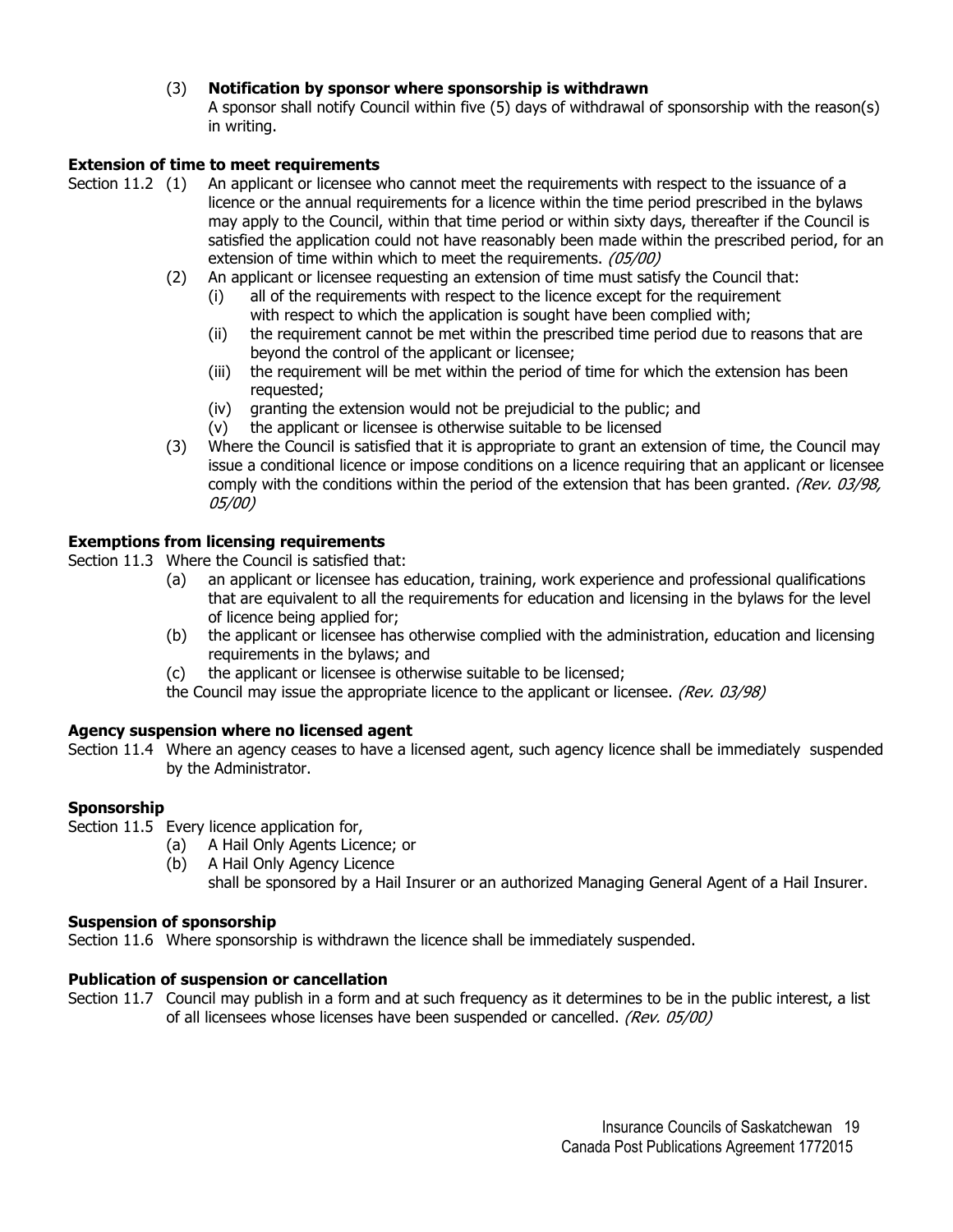(3) **Notification by sponsor where sponsorship is withdrawn**
A sponsor shall notify Council within five (5) days of withdrawal of sponsorship with the reason(s) in writing.

**Extension of time to meet requirements**

Section 11.2 (1) An applicant or licensee who cannot meet the requirements with respect to the issuance of a licence or the annual requirements for a licence within the time period prescribed in the bylaws may apply to the Council, within that time period or within sixty days, thereafter if the Council is satisfied the application could not have reasonably been made within the prescribed period, for an extension of time within which to meet the requirements. *(05/00)*

(2) An applicant or licensee requesting an extension of time must satisfy the Council that:

- (i) all of the requirements with respect to the licence except for the requirement with respect to which the application is sought have been complied with;
- (ii) the requirement cannot be met within the prescribed time period due to reasons that are beyond the control of the applicant or licensee;
- (iii) the requirement will be met within the period of time for which the extension has been requested;
- (iv) granting the extension would not be prejudicial to the public; and
- (v) the applicant or licensee is otherwise suitable to be licensed

(3) Where the Council is satisfied that it is appropriate to grant an extension of time, the Council may issue a conditional licence or impose conditions on a licence requiring that an applicant or licensee comply with the conditions within the period of the extension that has been granted. *(Rev. 03/98, 05/00)*

**Exemptions from licensing requirements**

Section 11.3 Where the Council is satisfied that:

- (a) an applicant or licensee has education, training, work experience and professional qualifications that are equivalent to all the requirements for education and licensing in the bylaws for the level of licence being applied for;
- (b) the applicant or licensee has otherwise complied with the administration, education and licensing requirements in the bylaws; and
- (c) the applicant or licensee is otherwise suitable to be licensed;

the Council may issue the appropriate licence to the applicant or licensee. *(Rev. 03/98)*

**Agency suspension where no licensed agent**

Section 11.4 Where an agency ceases to have a licensed agent, such agency licence shall be immediately suspended by the Administrator.

**Sponsorship**

Section 11.5 Every licence application for,

- (a) A Hail Only Agents Licence; or
- (b) A Hail Only Agency Licence

shall be sponsored by a Hail Insurer or an authorized Managing General Agent of a Hail Insurer.

**Suspension of sponsorship**

Section 11.6 Where sponsorship is withdrawn the licence shall be immediately suspended.

**Publication of suspension or cancellation**

Section 11.7 Council may publish in a form and at such frequency as it determines to be in the public interest, a list of all licensees whose licenses have been suspended or cancelled. *(Rev. 05/00)*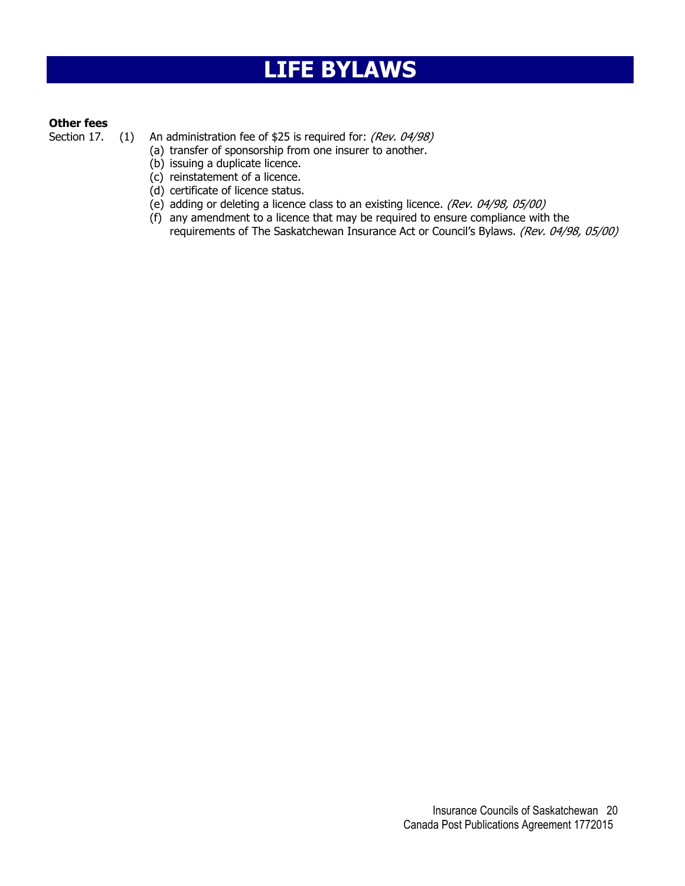# LIFE BYLAWS

**Other fees**

Section 17. (1) An administration fee of $25 is required for: *(Rev. 04/98)*

(a) transfer of sponsorship from one insurer to another.
(b) issuing a duplicate licence.
(c) reinstatement of a licence.
(d) certificate of licence status.
(e) adding or deleting a licence class to an existing licence. *(Rev. 04/98, 05/00)*
(f) any amendment to a licence that may be required to ensure compliance with the requirements of The Saskatchewan Insurance Act or Council's Bylaws. *(Rev. 04/98, 05/00)*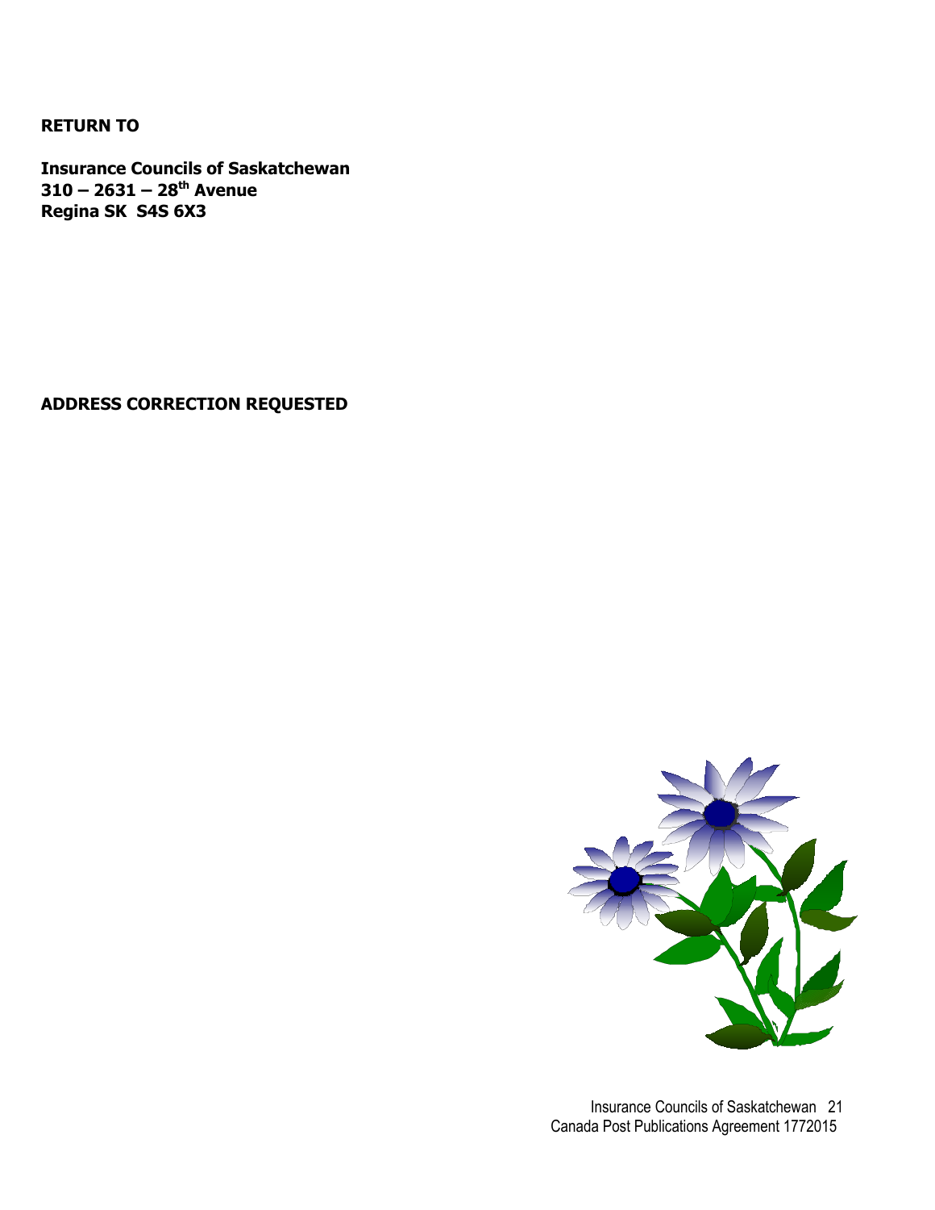**RETURN TO**

**Insurance Councils of Saskatchewan**
**310 – 2631 – 28th Avenue**
**Regina SK S4S 6X3**

**ADDRESS CORRECTION REQUESTED**

Canada Post Publications Agreement 1772015